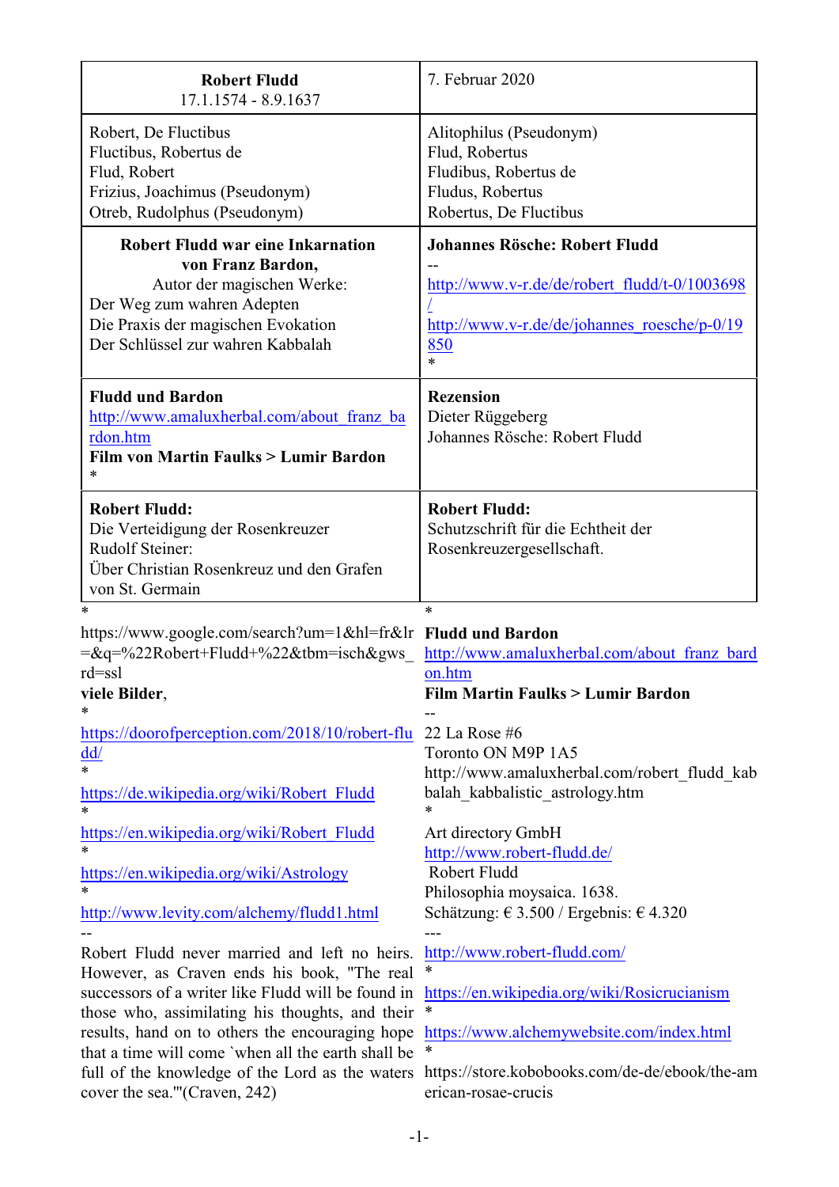| **Robert Fludd**<br>17.1.1574 - 8.9.1637 | 7. Februar 2020 |
|---|---|
| Robert, De Fluctibus<br>Fluctibus, Robertus de<br>Flud, Robert<br>Frizius, Joachimus (Pseudonym)<br>Otreb, Rudolphus (Pseudonym) | Alitophilus (Pseudonym)<br>Flud, Robertus<br>Fludibus, Robertus de<br>Fludus, Robertus<br>Robertus, De Fluctibus |
| **Robert Fludd war eine Inkarnation von Franz Bardon,**<br>Autor der magischen Werke:<br>Der Weg zum wahren Adepten<br>Die Praxis der magischen Evokation<br>Der Schlüssel zur wahren Kabbalah | **Johannes Rösche: Robert Fludd**<br>--<br>http://www.v-r.de/de/robert_fludd/t-0/1003698/<br>http://www.v-r.de/de/johannes_roesche/p-0/19850<br>* |
| **Fludd und Bardon**<br>http://www.amaluxherbal.com/about_franz_bardon.htm<br>**Film von Martin Faulks > Lumir Bardon**<br>* | **Rezension**<br>Dieter Rüggeberg<br>Johannes Rösche: Robert Fludd |
| **Robert Fludd:**<br>Die Verteidigung der Rosenkreuzer<br>Rudolf Steiner:<br>Über Christian Rosenkreuz und den Grafen von St. Germain | **Robert Fludd:**<br>Schutzschrift für die Echtheit der Rosenkreuzergesellschaft. |

*

https://www.google.com/search?um=1&hl=fr&lr=&q=%22Robert+Fludd+%22&tbm=isch&gws_rd=ssl

**viele Bilder**,

*

https://doorofperception.com/2018/10/robert-fludd/

*

https://de.wikipedia.org/wiki/Robert_Fludd

*

https://en.wikipedia.org/wiki/Robert_Fludd

*

https://en.wikipedia.org/wiki/Astrology

*

http://www.levity.com/alchemy/fludd1.html

--

Robert Fludd never married and left no heirs. However, as Craven ends his book, "The real successors of a writer like Fludd will be found in those who, assimilating his thoughts, and their results, hand on to others the encouraging hope that a time will come `when all the earth shall be full of the knowledge of the Lord as the waters cover the sea.'"(Craven, 242)

*

**Fludd und Bardon**

http://www.amaluxherbal.com/about_franz_bardon.htm

**Film Martin Faulks > Lumir Bardon**

--

22 La Rose #6

Toronto ON M9P 1A5

http://www.amaluxherbal.com/robert_fludd_kabbalah_kabbalistic_astrology.htm

*

Art directory GmbH

http://www.robert-fludd.de/

Robert Fludd

Philosophia moysaica. 1638.

Schätzung: € 3.500 / Ergebnis: € 4.320

---

http://www.robert-fludd.com/

*

https://en.wikipedia.org/wiki/Rosicrucianism

*

https://www.alchemywebsite.com/index.html

*

https://store.kobobooks.com/de-de/ebook/the-american-rosae-crucis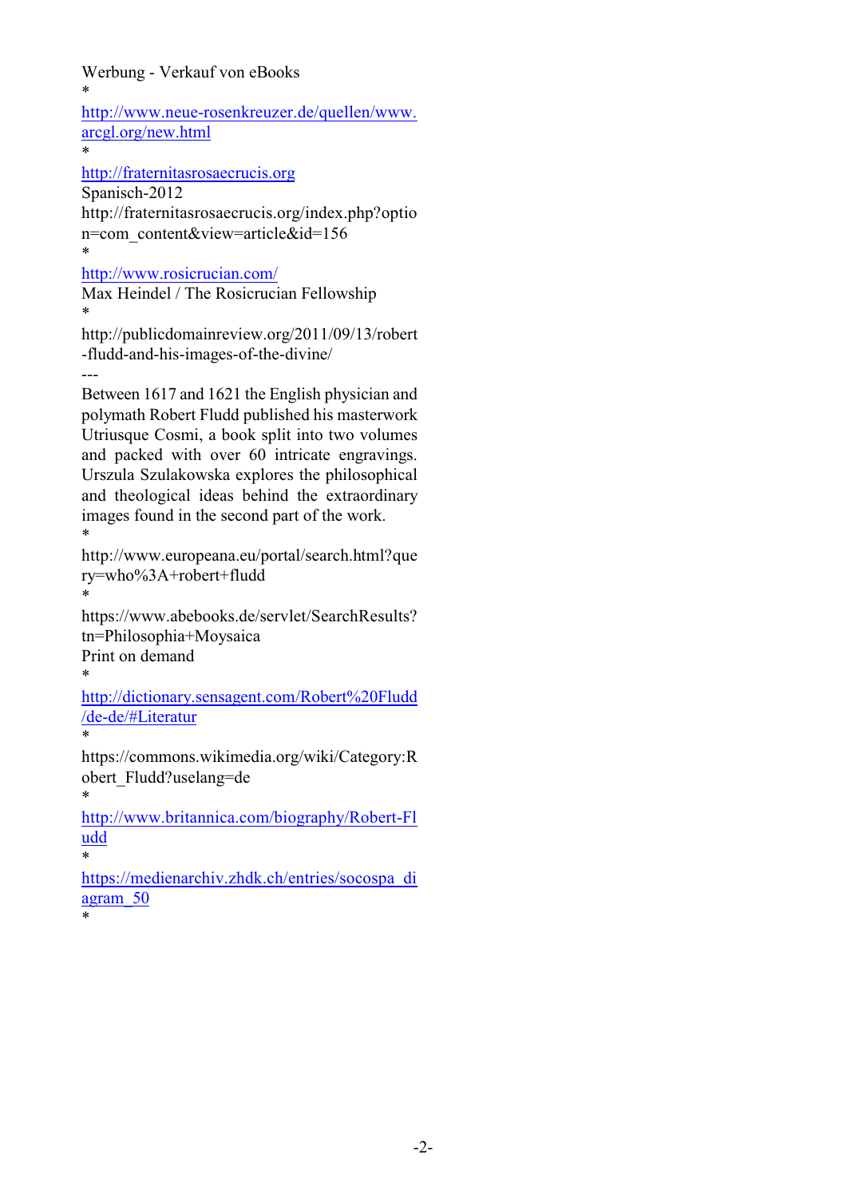Werbung - Verkauf von eBooks

*

http://www.neue-rosenkreuzer.de/quellen/www.arcgl.org/new.html

*

http://fraternitasrosaecrucis.org

Spanisch-2012

http://fraternitasrosaecrucis.org/index.php?option=com_content&view=article&id=156

*

http://www.rosicrucian.com/

Max Heindel / The Rosicrucian Fellowship

*

http://publicdomainreview.org/2011/09/13/robert-fludd-and-his-images-of-the-divine/

---

Between 1617 and 1621 the English physician and polymath Robert Fludd published his masterwork Utriusque Cosmi, a book split into two volumes and packed with over 60 intricate engravings. Urszula Szulakowska explores the philosophical and theological ideas behind the extraordinary images found in the second part of the work.

*

http://www.europeana.eu/portal/search.html?query=who%3A+robert+fludd

*

https://www.abebooks.de/servlet/SearchResults?tn=Philosophia+Moysaica

Print on demand

*

http://dictionary.sensagent.com/Robert%20Fludd/de-de/#Literatur

*

https://commons.wikimedia.org/wiki/Category:Robert_Fludd?uselang=de

*

http://www.britannica.com/biography/Robert-Fludd

*

https://medienarchiv.zhdk.ch/entries/socospa_diagram_50

*